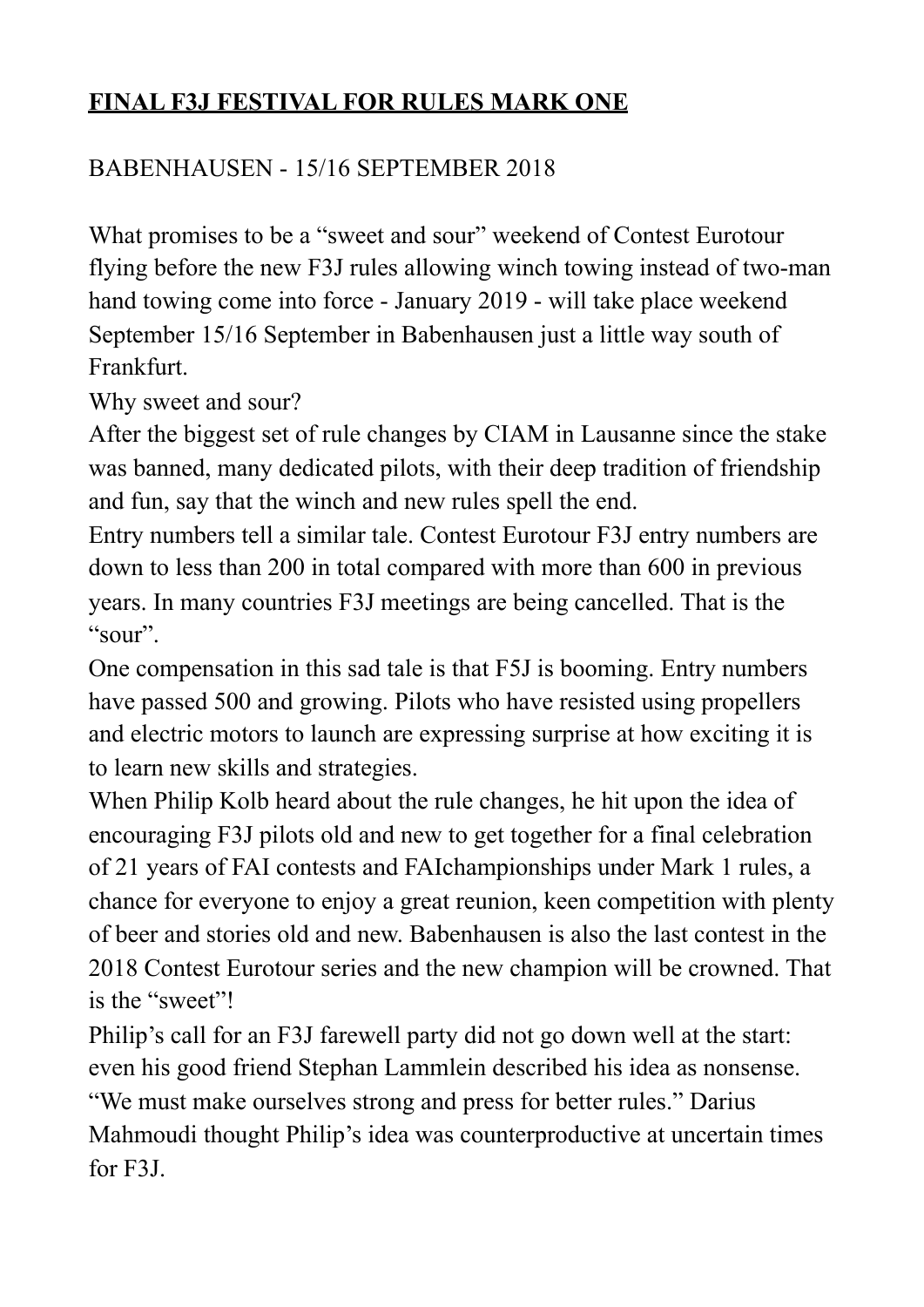# **FINAL F3J FESTIVAL FOR RULES MARK ONE**

BABENHAUSEN - 15/16 SEPTEMBER 2018

What promises to be a "sweet and sour" weekend of Contest Eurotour flying before the new F3J rules allowing winch towing instead of two-man hand towing come into force - January 2019 - will take place weekend September 15/16 September in Babenhausen just a little way south of Frankfurt.

Why sweet and sour?

After the biggest set of rule changes by CIAM in Lausanne since the stake was banned, many dedicated pilots, with their deep tradition of friendship and fun, say that the winch and new rules spell the end.

Entry numbers tell a similar tale. Contest Eurotour F3J entry numbers are down to less than 200 in total compared with more than 600 in previous years. In many countries F3J meetings are being cancelled. That is the "sour".

One compensation in this sad tale is that F5J is booming. Entry numbers have passed 500 and growing. Pilots who have resisted using propellers and electric motors to launch are expressing surprise at how exciting it is to learn new skills and strategies.

When Philip Kolb heard about the rule changes, he hit upon the idea of encouraging F3J pilots old and new to get together for a final celebration of 21 years of FAI contests and FAIchampionships under Mark 1 rules, a chance for everyone to enjoy a great reunion, keen competition with plenty of beer and stories old and new. Babenhausen is also the last contest in the 2018 Contest Eurotour series and the new champion will be crowned. That is the "sweet"!

Philip's call for an F3J farewell party did not go down well at the start: even his good friend Stephan Lammlein described his idea as nonsense. "We must make ourselves strong and press for better rules." Darius Mahmoudi thought Philip's idea was counterproductive at uncertain times for F3J.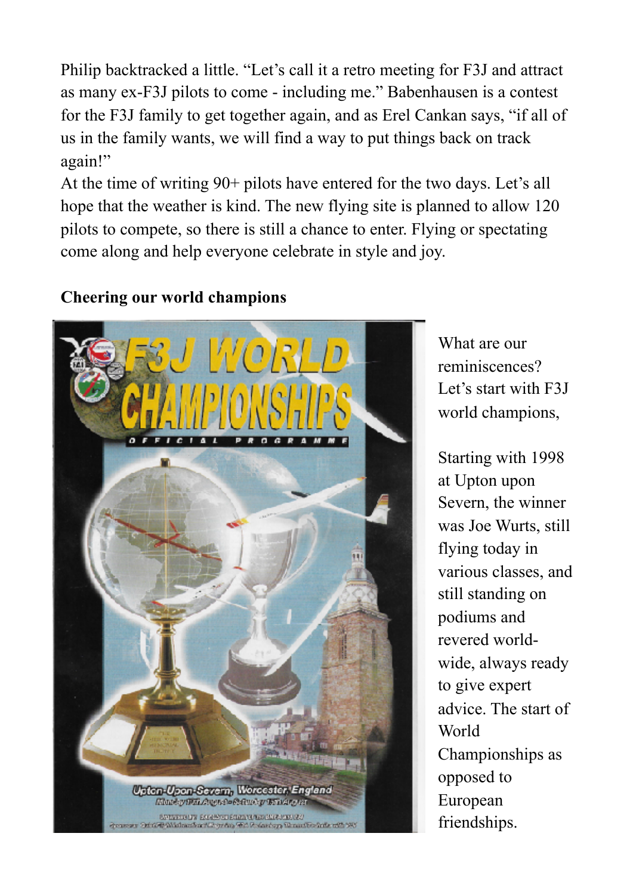Philip backtracked a little. “Let’s call it a retro meeting for F3J and attract as many ex-F3J pilots to come - including me.” Babenhausen is a contest for the F3J family to get together again, and as Erel Cankan says, “if all of us in the family wants, we will find a way to put things back on track again!”

At the time of writing 90+ pilots have entered for the two days. Let’s all hope that the weather is kind. The new flying site is planned to allow 120 pilots to compete, so there is still a chance to enter. Flying or spectating come along and help everyone celebrate in style and joy.

**Cheering our world champions**

What are our reminiscences? Let’s start with F3J world champions,

Starting with 1998 at Upton upon Severn, the winner was Joe Wurts, still flying today in various classes, and still standing on podiums and revered world-wide, always ready to give expert advice. The start of World Championships as opposed to European friendships.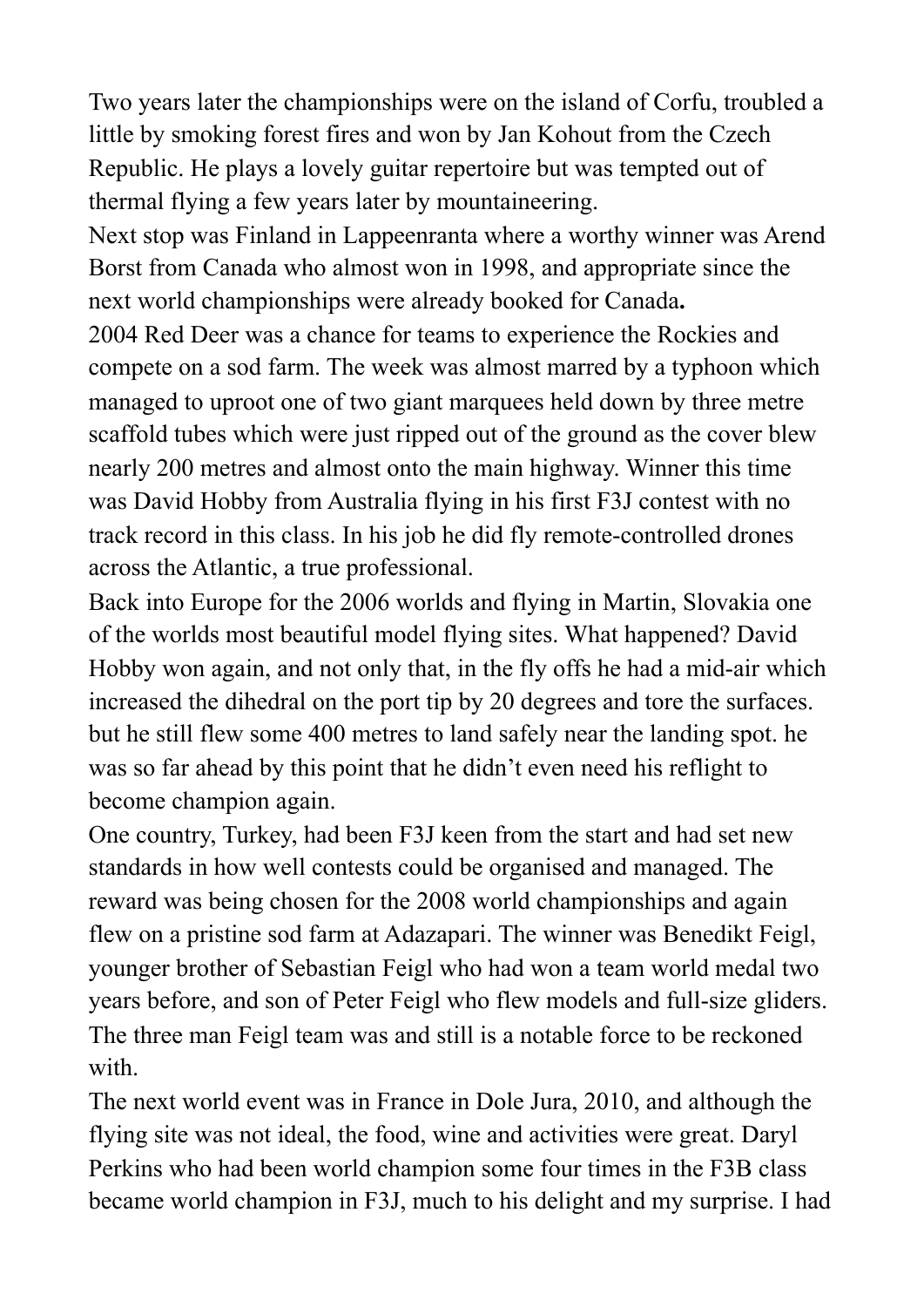Two years later the championships were on the island of Corfu, troubled a little by smoking forest fires and won by Jan Kohout from the Czech Republic. He plays a lovely guitar repertoire but was tempted out of thermal flying a few years later by mountaineering.

Next stop was Finland in Lappeenranta where a worthy winner was Arend Borst from Canada who almost won in 1998, and appropriate since the next world championships were already booked for Canada**.**

2004 Red Deer was a chance for teams to experience the Rockies and compete on a sod farm. The week was almost marred by a typhoon which managed to uproot one of two giant marquees held down by three metre scaffold tubes which were just ripped out of the ground as the cover blew nearly 200 metres and almost onto the main highway. Winner this time was David Hobby from Australia flying in his first F3J contest with no track record in this class. In his job he did fly remote-controlled drones across the Atlantic, a true professional.

Back into Europe for the 2006 worlds and flying in Martin, Slovakia one of the worlds most beautiful model flying sites. What happened? David Hobby won again, and not only that, in the fly offs he had a mid-air which increased the dihedral on the port tip by 20 degrees and tore the surfaces. but he still flew some 400 metres to land safely near the landing spot. he was so far ahead by this point that he didn't even need his reflight to become champion again.

One country, Turkey, had been F3J keen from the start and had set new standards in how well contests could be organised and managed. The reward was being chosen for the 2008 world championships and again flew on a pristine sod farm at Adazapari. The winner was Benedikt Feigl, younger brother of Sebastian Feigl who had won a team world medal two years before, and son of Peter Feigl who flew models and full-size gliders. The three man Feigl team was and still is a notable force to be reckoned with.

The next world event was in France in Dole Jura, 2010, and although the flying site was not ideal, the food, wine and activities were great. Daryl Perkins who had been world champion some four times in the F3B class became world champion in F3J, much to his delight and my surprise. I had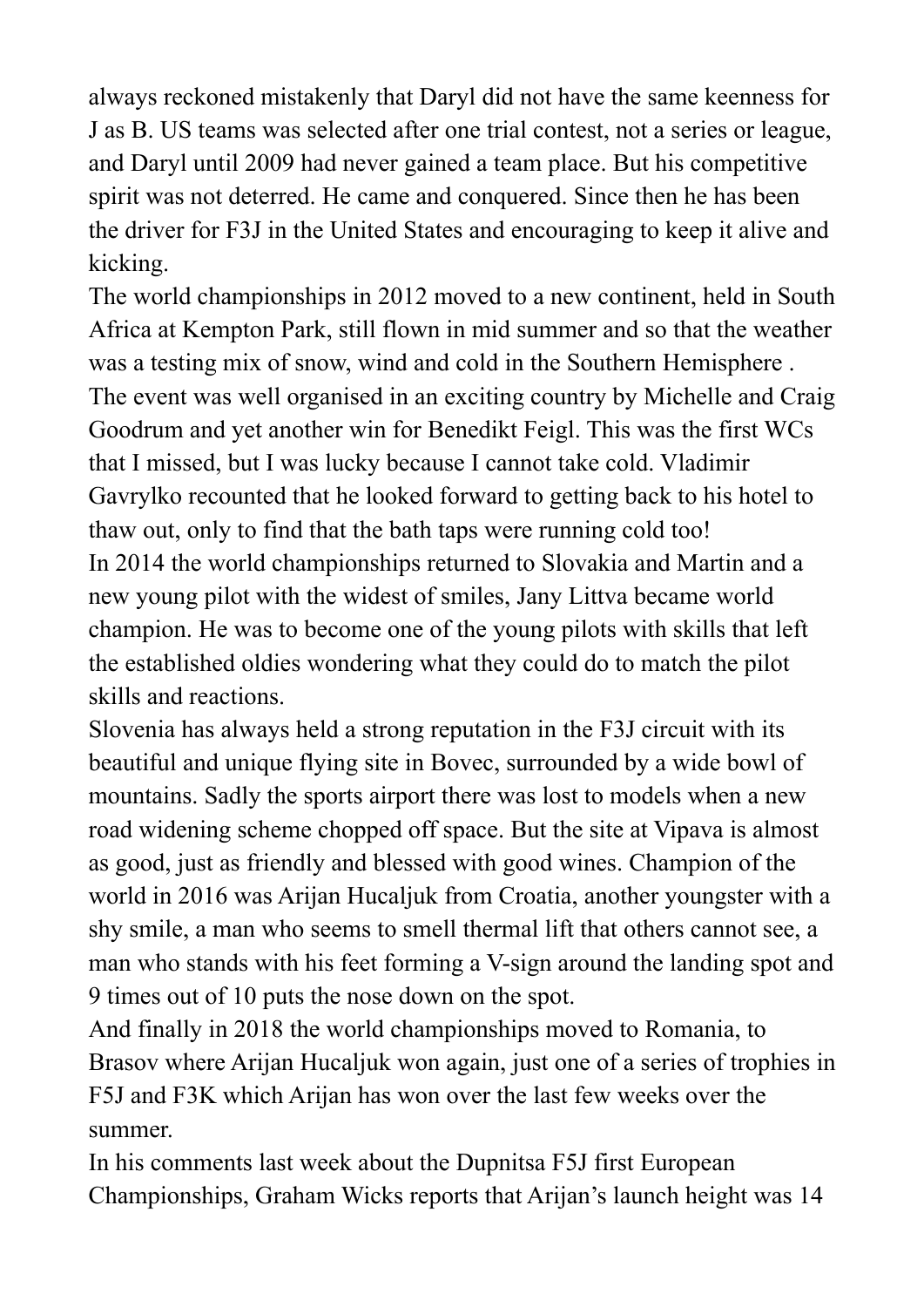always reckoned mistakenly that Daryl did not have the same keenness for J as B. US teams was selected after one trial contest, not a series or league, and Daryl until 2009 had never gained a team place. But his competitive spirit was not deterred. He came and conquered. Since then he has been the driver for F3J in the United States and encouraging to keep it alive and kicking.

The world championships in 2012 moved to a new continent, held in South Africa at Kempton Park, still flown in mid summer and so that the weather was a testing mix of snow, wind and cold in the Southern Hemisphere . The event was well organised in an exciting country by Michelle and Craig Goodrum and yet another win for Benedikt Feigl. This was the first WCs that I missed, but I was lucky because I cannot take cold. Vladimir Gavrylko recounted that he looked forward to getting back to his hotel to thaw out, only to find that the bath taps were running cold too!

In 2014 the world championships returned to Slovakia and Martin and a new young pilot with the widest of smiles, Jany Littva became world champion. He was to become one of the young pilots with skills that left the established oldies wondering what they could do to match the pilot skills and reactions.

Slovenia has always held a strong reputation in the F3J circuit with its beautiful and unique flying site in Bovec, surrounded by a wide bowl of mountains. Sadly the sports airport there was lost to models when a new road widening scheme chopped off space. But the site at Vipava is almost as good, just as friendly and blessed with good wines. Champion of the world in 2016 was Arijan Hucaljuk from Croatia, another youngster with a shy smile, a man who seems to smell thermal lift that others cannot see, a man who stands with his feet forming a V-sign around the landing spot and 9 times out of 10 puts the nose down on the spot.

And finally in 2018 the world championships moved to Romania, to Brasov where Arijan Hucaljuk won again, just one of a series of trophies in F5J and F3K which Arijan has won over the last few weeks over the summer.

In his comments last week about the Dupnitsa F5J first European Championships, Graham Wicks reports that Arijan's launch height was 14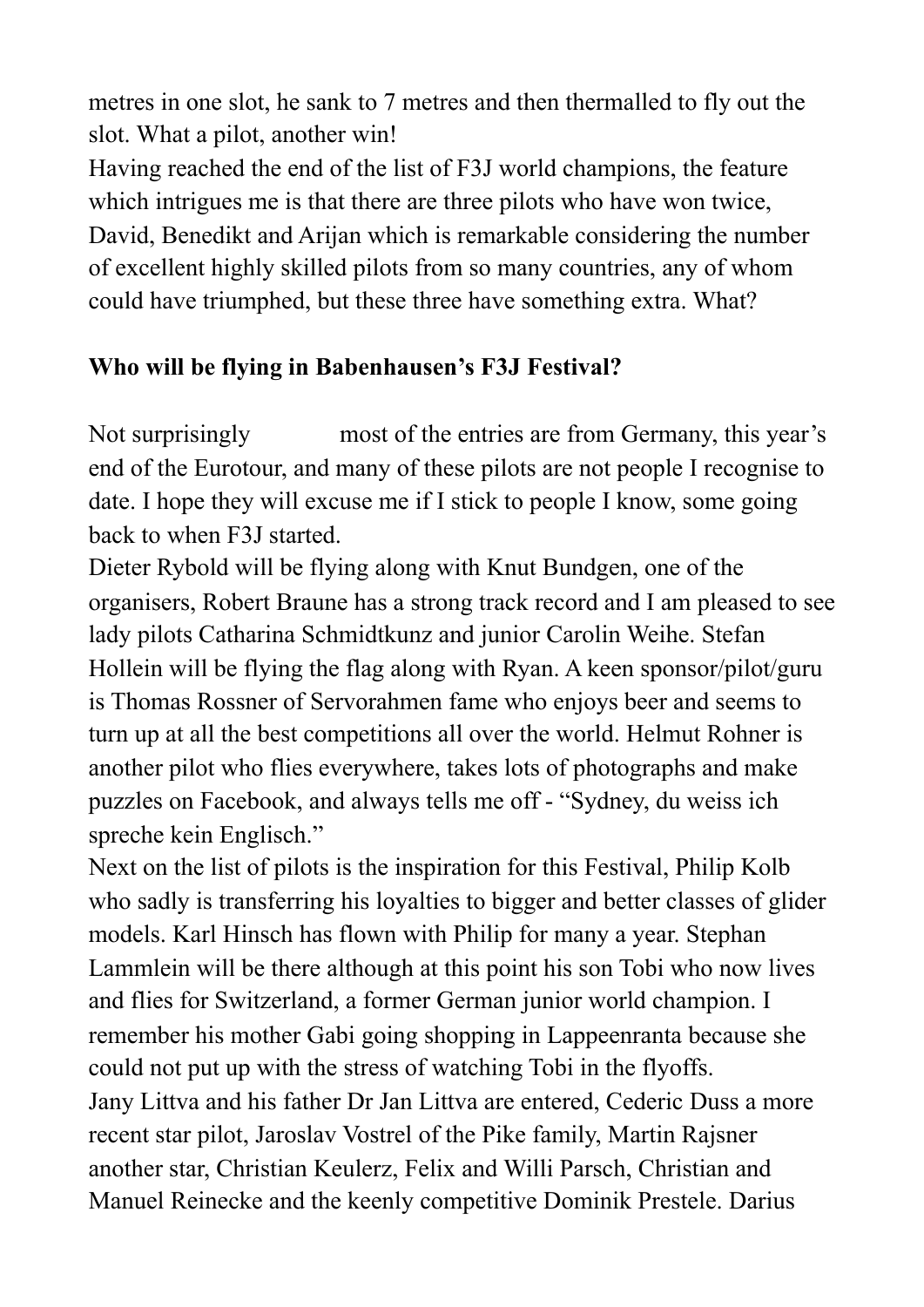metres in one slot, he sank to 7 metres and then thermalled to fly out the slot. What a pilot, another win!

Having reached the end of the list of F3J world champions, the feature which intrigues me is that there are three pilots who have won twice, David, Benedikt and Arijan which is remarkable considering the number of excellent highly skilled pilots from so many countries, any of whom could have triumphed, but these three have something extra. What?

**Who will be flying in Babenhausen's F3J Festival?**

Not surprisingly most of the entries are from Germany, this year's end of the Eurotour, and many of these pilots are not people I recognise to date. I hope they will excuse me if I stick to people I know, some going back to when F3J started.

Dieter Rybold will be flying along with Knut Bundgen, one of the organisers, Robert Braune has a strong track record and I am pleased to see lady pilots Catharina Schmidtkunz and junior Carolin Weihe. Stefan Hollein will be flying the flag along with Ryan. A keen sponsor/pilot/guru is Thomas Rossner of Servorahmen fame who enjoys beer and seems to turn up at all the best competitions all over the world. Helmut Rohner is another pilot who flies everywhere, takes lots of photographs and make puzzles on Facebook, and always tells me off - "Sydney, du weiss ich spreche kein Englisch."

Next on the list of pilots is the inspiration for this Festival, Philip Kolb who sadly is transferring his loyalties to bigger and better classes of glider models. Karl Hinsch has flown with Philip for many a year. Stephan Lammlein will be there although at this point his son Tobi who now lives and flies for Switzerland, a former German junior world champion. I remember his mother Gabi going shopping in Lappeenranta because she could not put up with the stress of watching Tobi in the flyoffs.

Jany Littva and his father Dr Jan Littva are entered, Cederic Duss a more recent star pilot, Jaroslav Vostrel of the Pike family, Martin Rajsner another star, Christian Keulerz, Felix and Willi Parsch, Christian and Manuel Reinecke and the keenly competitive Dominik Prestele. Darius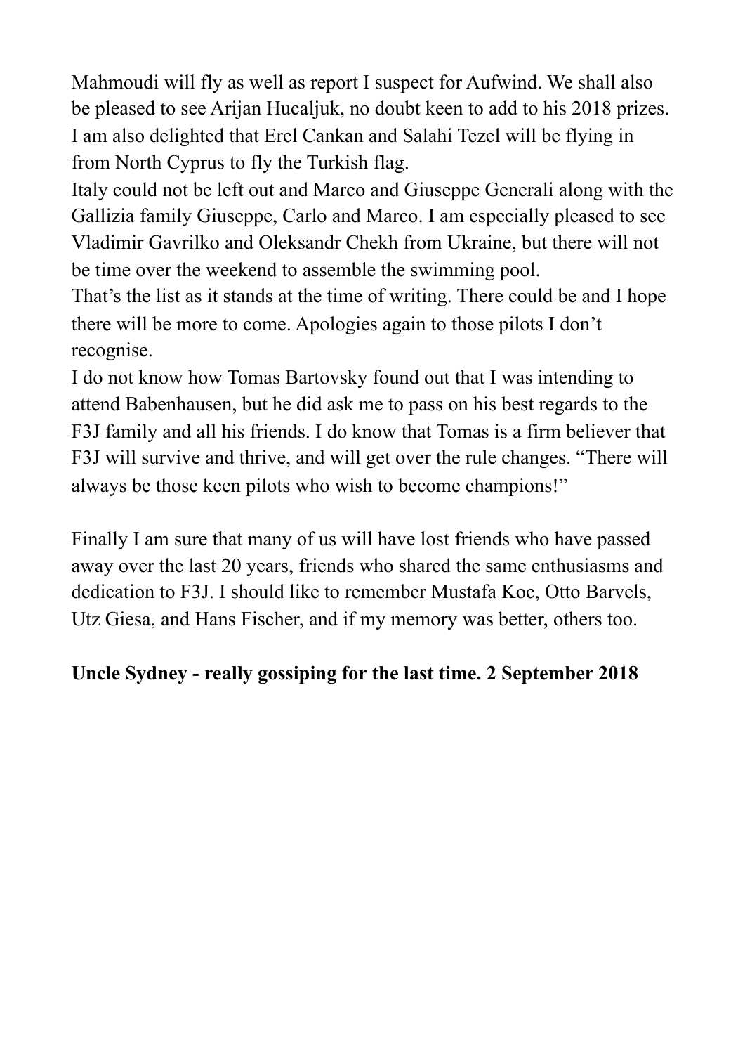Mahmoudi will fly as well as report I suspect for Aufwind. We shall also be pleased to see Arijan Hucaljuk, no doubt keen to add to his 2018 prizes. I am also delighted that Erel Cankan and Salahi Tezel will be flying in from North Cyprus to fly the Turkish flag.

Italy could not be left out and Marco and Giuseppe Generali along with the Gallizia family Giuseppe, Carlo and Marco. I am especially pleased to see Vladimir Gavrilko and Oleksandr Chekh from Ukraine, but there will not be time over the weekend to assemble the swimming pool.

That's the list as it stands at the time of writing. There could be and I hope there will be more to come. Apologies again to those pilots I don't recognise.

I do not know how Tomas Bartovsky found out that I was intending to attend Babenhausen, but he did ask me to pass on his best regards to the F3J family and all his friends. I do know that Tomas is a firm believer that F3J will survive and thrive, and will get over the rule changes. "There will always be those keen pilots who wish to become champions!"

Finally I am sure that many of us will have lost friends who have passed away over the last 20 years, friends who shared the same enthusiasms and dedication to F3J. I should like to remember Mustafa Koc, Otto Barvels, Utz Giesa, and Hans Fischer, and if my memory was better, others too.

**Uncle Sydney - really gossiping for the last time. 2 September 2018**